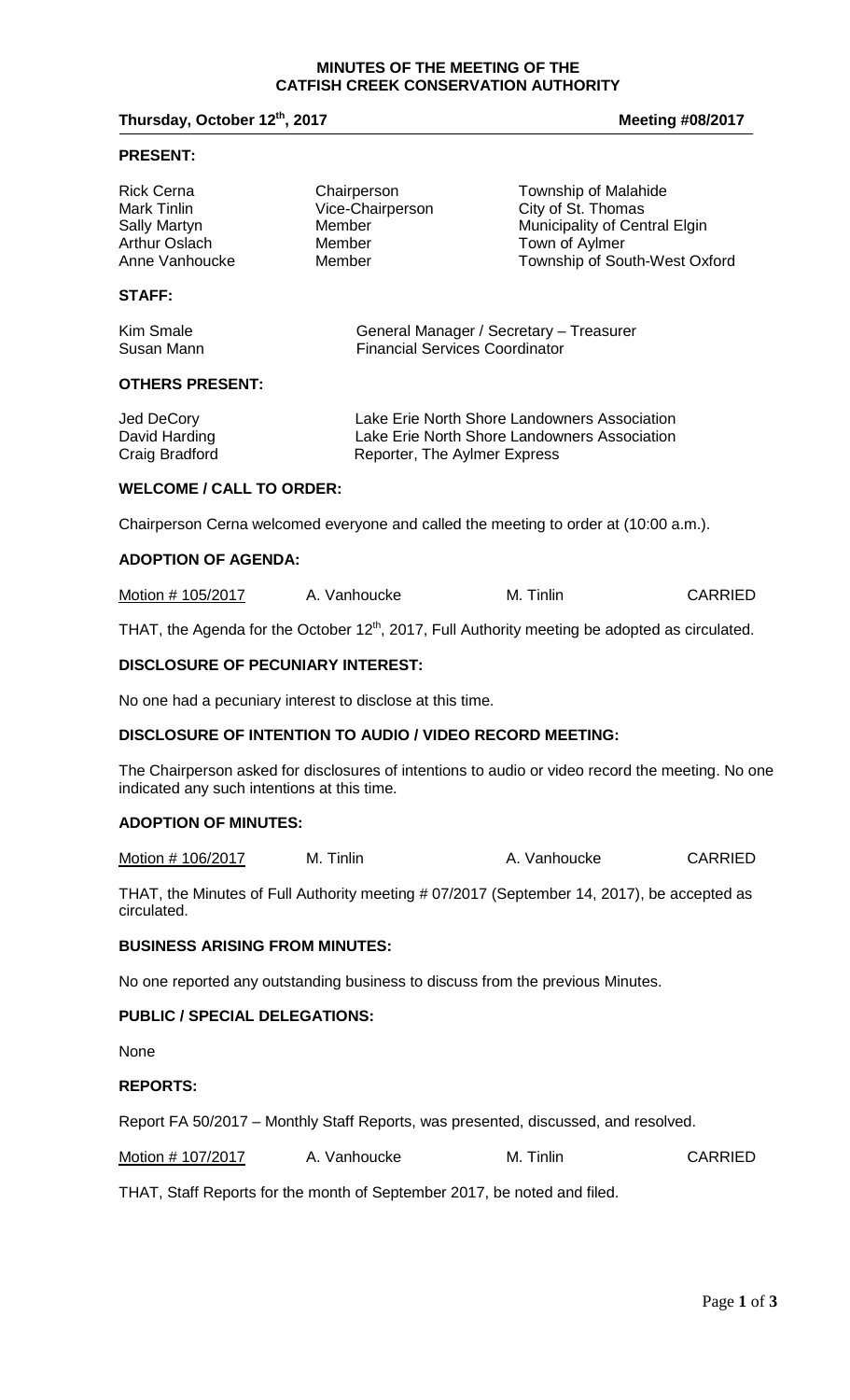# MINUTES OF THE MEETING OF THE CATFISH CREEK CONSERVATION AUTHORITY

**Thursday, October 12th, 2017** **Meeting #08/2017**

**PRESENT:**

| | | |
|---|---|---|
| Rick Cerna | Chairperson | Township of Malahide |
| Mark Tinlin | Vice-Chairperson | City of St. Thomas |
| Sally Martyn | Member | Municipality of Central Elgin |
| Arthur Oslach | Member | Town of Aylmer |
| Anne Vanhoucke | Member | Township of South-West Oxford |

**STAFF:**

| | |
|---|---|
| Kim Smale | General Manager / Secretary – Treasurer |
| Susan Mann | Financial Services Coordinator |

**OTHERS PRESENT:**

| | |
|---|---|
| Jed DeCory | Lake Erie North Shore Landowners Association |
| David Harding | Lake Erie North Shore Landowners Association |
| Craig Bradford | Reporter, The Aylmer Express |

**WELCOME / CALL TO ORDER:**

Chairperson Cerna welcomed everyone and called the meeting to order at (10:00 a.m.).

**ADOPTION OF AGENDA:**

| Motion # 105/2017 | A. Vanhoucke | M. Tinlin | CARRIED |
|---|---|---|---|

THAT, the Agenda for the October 12th, 2017, Full Authority meeting be adopted as circulated.

**DISCLOSURE OF PECUNIARY INTEREST:**

No one had a pecuniary interest to disclose at this time.

**DISCLOSURE OF INTENTION TO AUDIO / VIDEO RECORD MEETING:**

The Chairperson asked for disclosures of intentions to audio or video record the meeting. No one indicated any such intentions at this time.

**ADOPTION OF MINUTES:**

| Motion # 106/2017 | M. Tinlin | A. Vanhoucke | CARRIED |
|---|---|---|---|

THAT, the Minutes of Full Authority meeting # 07/2017 (September 14, 2017), be accepted as circulated.

**BUSINESS ARISING FROM MINUTES:**

No one reported any outstanding business to discuss from the previous Minutes.

**PUBLIC / SPECIAL DELEGATIONS:**

None

**REPORTS:**

Report FA 50/2017 – Monthly Staff Reports, was presented, discussed, and resolved.

| Motion # 107/2017 | A. Vanhoucke | M. Tinlin | CARRIED |
|---|---|---|---|

THAT, Staff Reports for the month of September 2017, be noted and filed.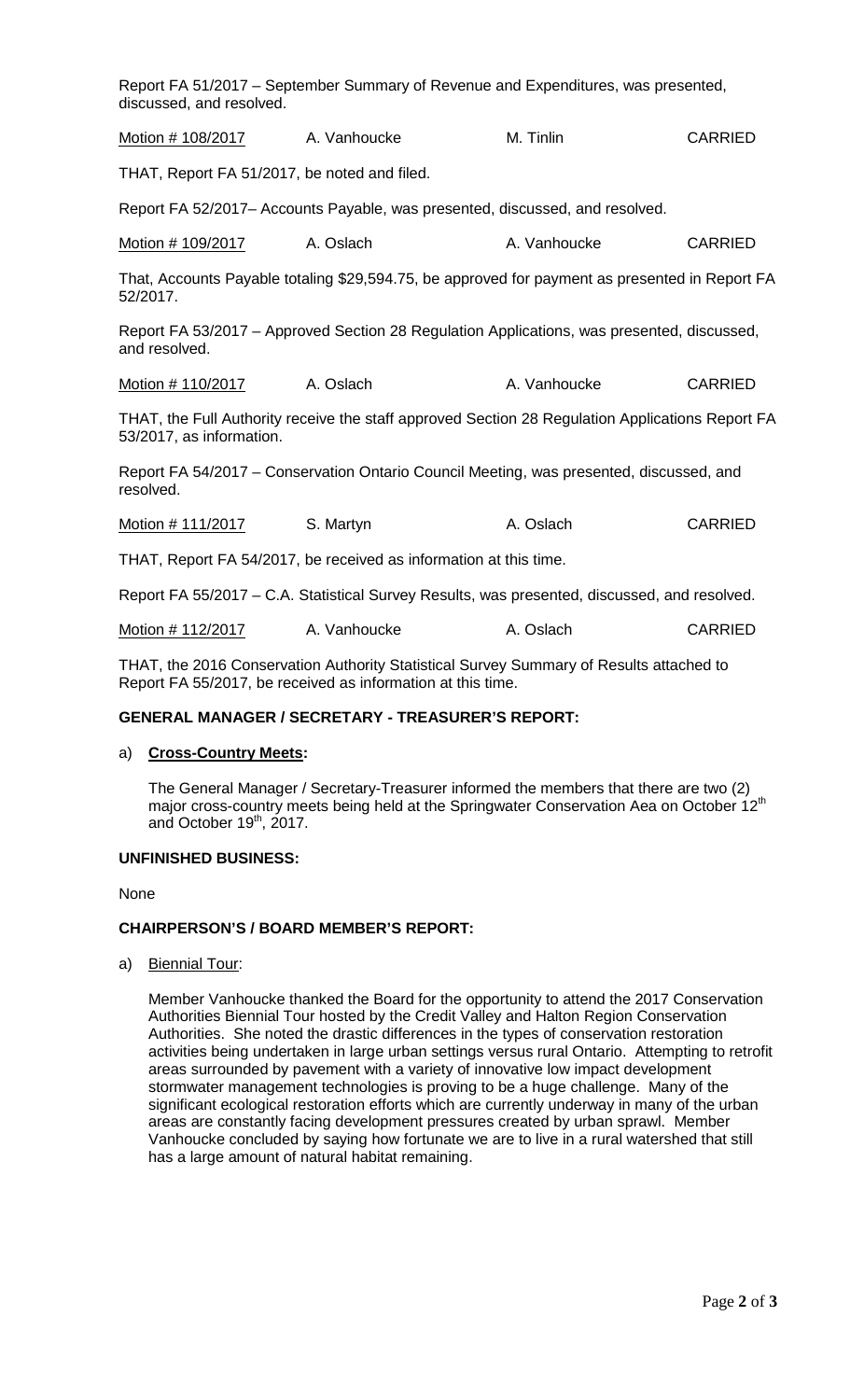Report FA 51/2017 – September Summary of Revenue and Expenditures, was presented, discussed, and resolved.

| Motion # 108/2017 | A. Vanhoucke | M. Tinlin | CARRIED |
|---|---|---|---|

THAT, Report FA 51/2017, be noted and filed.

Report FA 52/2017– Accounts Payable, was presented, discussed, and resolved.

| Motion # 109/2017 | A. Oslach | A. Vanhoucke | CARRIED |
|---|---|---|---|

That, Accounts Payable totaling $29,594.75, be approved for payment as presented in Report FA 52/2017.

Report FA 53/2017 – Approved Section 28 Regulation Applications, was presented, discussed, and resolved.

| Motion # 110/2017 | A. Oslach | A. Vanhoucke | CARRIED |
|---|---|---|---|

THAT, the Full Authority receive the staff approved Section 28 Regulation Applications Report FA 53/2017, as information.

Report FA 54/2017 – Conservation Ontario Council Meeting, was presented, discussed, and resolved.

| Motion # 111/2017 | S. Martyn | A. Oslach | CARRIED |
|---|---|---|---|

THAT, Report FA 54/2017, be received as information at this time.

Report FA 55/2017 – C.A. Statistical Survey Results, was presented, discussed, and resolved.

| Motion # 112/2017 | A. Vanhoucke | A. Oslach | CARRIED |
|---|---|---|---|

THAT, the 2016 Conservation Authority Statistical Survey Summary of Results attached to Report FA 55/2017, be received as information at this time.

**GENERAL MANAGER / SECRETARY - TREASURER'S REPORT:**

a) **Cross-Country Meets:**

The General Manager / Secretary-Treasurer informed the members that there are two (2) major cross-country meets being held at the Springwater Conservation Aea on October 12th and October 19th, 2017.

**UNFINISHED BUSINESS:**

None

**CHAIRPERSON'S / BOARD MEMBER'S REPORT:**

a) Biennial Tour:

Member Vanhoucke thanked the Board for the opportunity to attend the 2017 Conservation Authorities Biennial Tour hosted by the Credit Valley and Halton Region Conservation Authorities. She noted the drastic differences in the types of conservation restoration activities being undertaken in large urban settings versus rural Ontario. Attempting to retrofit areas surrounded by pavement with a variety of innovative low impact development stormwater management technologies is proving to be a huge challenge. Many of the significant ecological restoration efforts which are currently underway in many of the urban areas are constantly facing development pressures created by urban sprawl. Member Vanhoucke concluded by saying how fortunate we are to live in a rural watershed that still has a large amount of natural habitat remaining.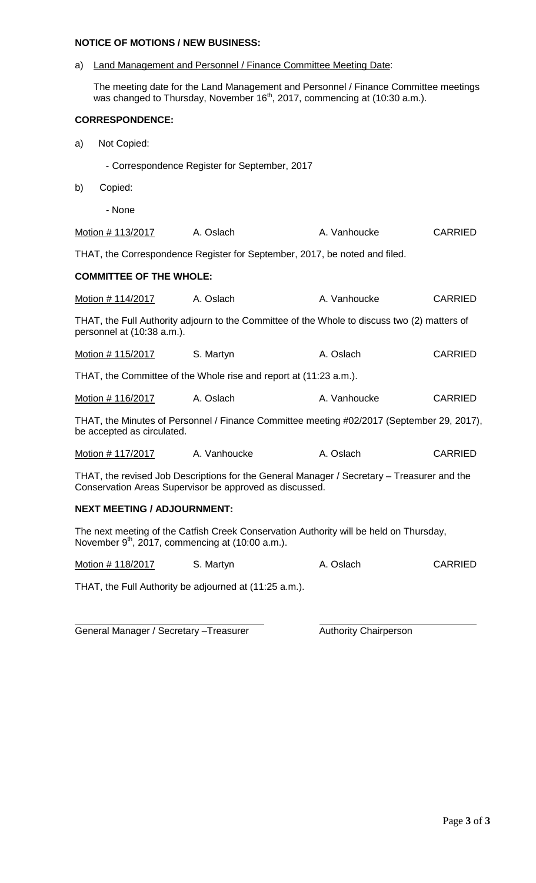**NOTICE OF MOTIONS / NEW BUSINESS:**

a) Land Management and Personnel / Finance Committee Meeting Date:

The meeting date for the Land Management and Personnel / Finance Committee meetings was changed to Thursday, November 16th, 2017, commencing at (10:30 a.m.).

**CORRESPONDENCE:**

a) Not Copied:

- Correspondence Register for September, 2017

b) Copied:

- None

| | | | |
|---|---|---|---|
| Motion # 113/2017 | A. Oslach | A. Vanhoucke | CARRIED |

THAT, the Correspondence Register for September, 2017, be noted and filed.

**COMMITTEE OF THE WHOLE:**

| | | | |
|---|---|---|---|
| Motion # 114/2017 | A. Oslach | A. Vanhoucke | CARRIED |

THAT, the Full Authority adjourn to the Committee of the Whole to discuss two (2) matters of personnel at (10:38 a.m.).

| | | | |
|---|---|---|---|
| Motion # 115/2017 | S. Martyn | A. Oslach | CARRIED |

THAT, the Committee of the Whole rise and report at (11:23 a.m.).

| | | | |
|---|---|---|---|
| Motion # 116/2017 | A. Oslach | A. Vanhoucke | CARRIED |

THAT, the Minutes of Personnel / Finance Committee meeting #02/2017 (September 29, 2017), be accepted as circulated.

| | | | |
|---|---|---|---|
| Motion # 117/2017 | A. Vanhoucke | A. Oslach | CARRIED |

THAT, the revised Job Descriptions for the General Manager / Secretary – Treasurer and the Conservation Areas Supervisor be approved as discussed.

**NEXT MEETING / ADJOURNMENT:**

The next meeting of the Catfish Creek Conservation Authority will be held on Thursday, November 9th, 2017, commencing at (10:00 a.m.).

| | | | |
|---|---|---|---|
| Motion # 118/2017 | S. Martyn | A. Oslach | CARRIED |

THAT, the Full Authority be adjourned at (11:25 a.m.).

General Manager / Secretary –Treasurer

Authority Chairperson